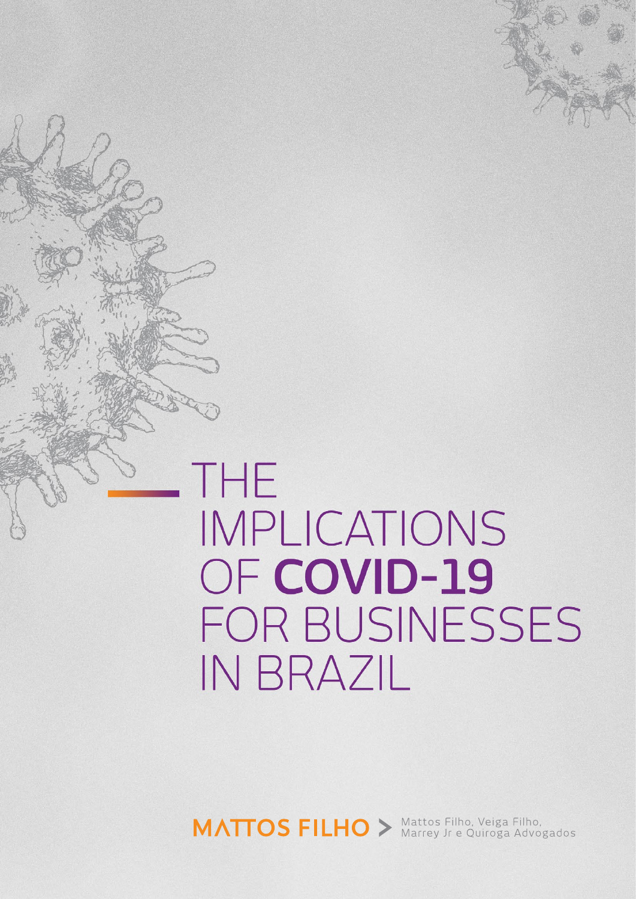# THE IMPLICATIONS OF **COVID-19** FOR BUSINESSES IN BRAZIL

MATTOS FILHO > Mattos Filho, Veiga Filho, Marrey Jr e Quiroga Advogados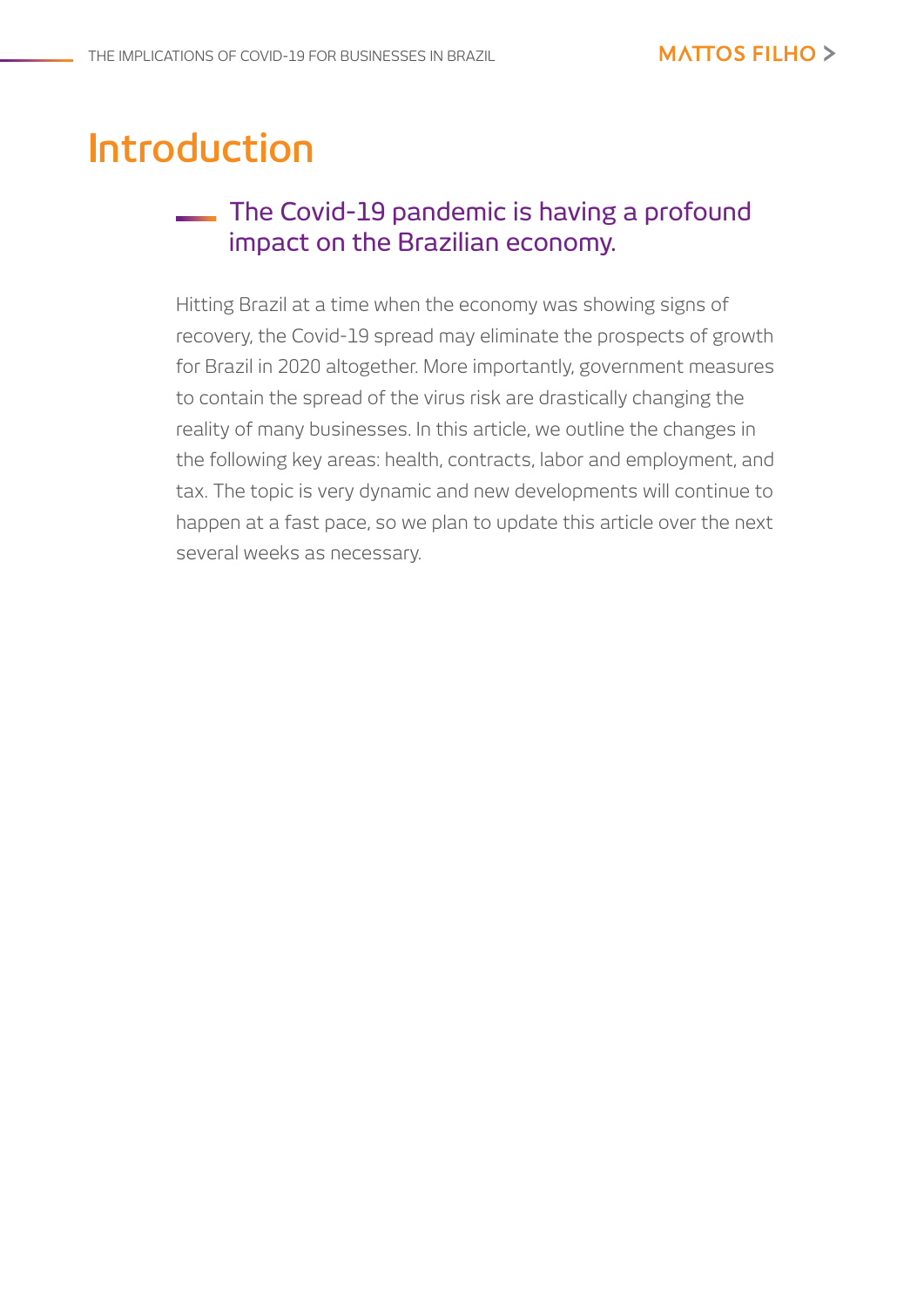# Introduction

## The Covid-19 pandemic is having a profound impact on the Brazilian economy.

Hitting Brazil at a time when the economy was showing signs of recovery, the Covid-19 spread may eliminate the prospects of growth for Brazil in 2020 altogether. More importantly, government measures to contain the spread of the virus risk are drastically changing the reality of many businesses. In this article, we outline the changes in the following key areas: health, contracts, labor and employment, and tax. The topic is very dynamic and new developments will continue to happen at a fast pace, so we plan to update this article over the next several weeks as necessary.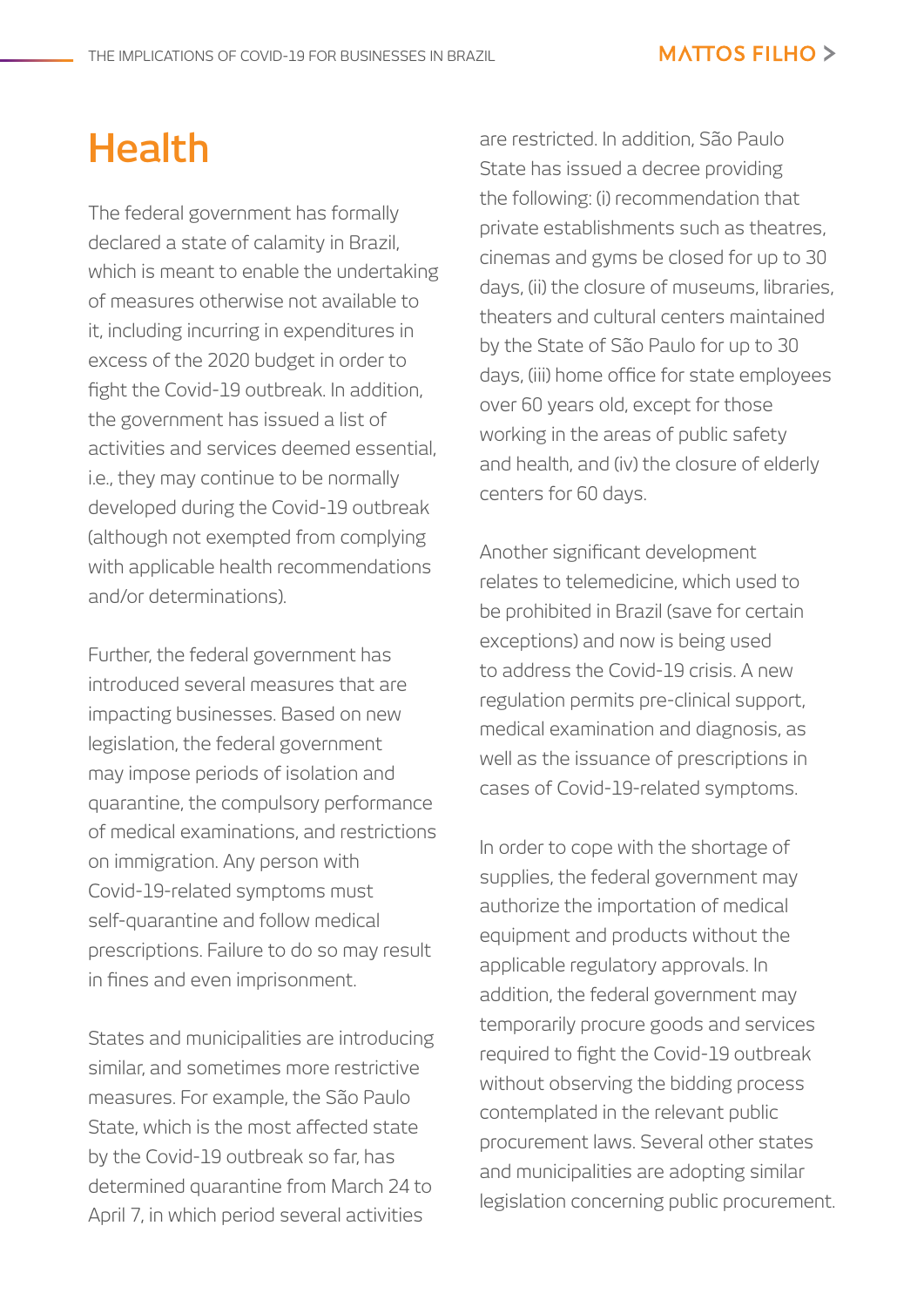# Health

The federal government has formally declared a state of calamity in Brazil, which is meant to enable the undertaking of measures otherwise not available to it, including incurring in expenditures in excess of the 2020 budget in order to fight the Covid-19 outbreak. In addition, the government has issued a list of activities and services deemed essential, i.e., they may continue to be normally developed during the Covid-19 outbreak (although not exempted from complying with applicable health recommendations and/or determinations).

Further, the federal government has introduced several measures that are impacting businesses. Based on new legislation, the federal government may impose periods of isolation and quarantine, the compulsory performance of medical examinations, and restrictions on immigration. Any person with Covid-19-related symptoms must self-quarantine and follow medical prescriptions. Failure to do so may result in fines and even imprisonment.

States and municipalities are introducing similar, and sometimes more restrictive measures. For example, the São Paulo State, which is the most affected state by the Covid-19 outbreak so far, has determined quarantine from March 24 to April 7, in which period several activities are restricted. In addition, São Paulo State has issued a decree providing the following: (i) recommendation that private establishments such as theatres, cinemas and gyms be closed for up to 30 days, (ii) the closure of museums, libraries, theaters and cultural centers maintained by the State of São Paulo for up to 30 days, (iii) home office for state employees over 60 years old, except for those working in the areas of public safety and health, and (iv) the closure of elderly centers for 60 days.

Another significant development relates to telemedicine, which used to be prohibited in Brazil (save for certain exceptions) and now is being used to address the Covid-19 crisis. A new regulation permits pre-clinical support, medical examination and diagnosis, as well as the issuance of prescriptions in cases of Covid-19-related symptoms.

In order to cope with the shortage of supplies, the federal government may authorize the importation of medical equipment and products without the applicable regulatory approvals. In addition, the federal government may temporarily procure goods and services required to fight the Covid-19 outbreak without observing the bidding process contemplated in the relevant public procurement laws. Several other states and municipalities are adopting similar legislation concerning public procurement.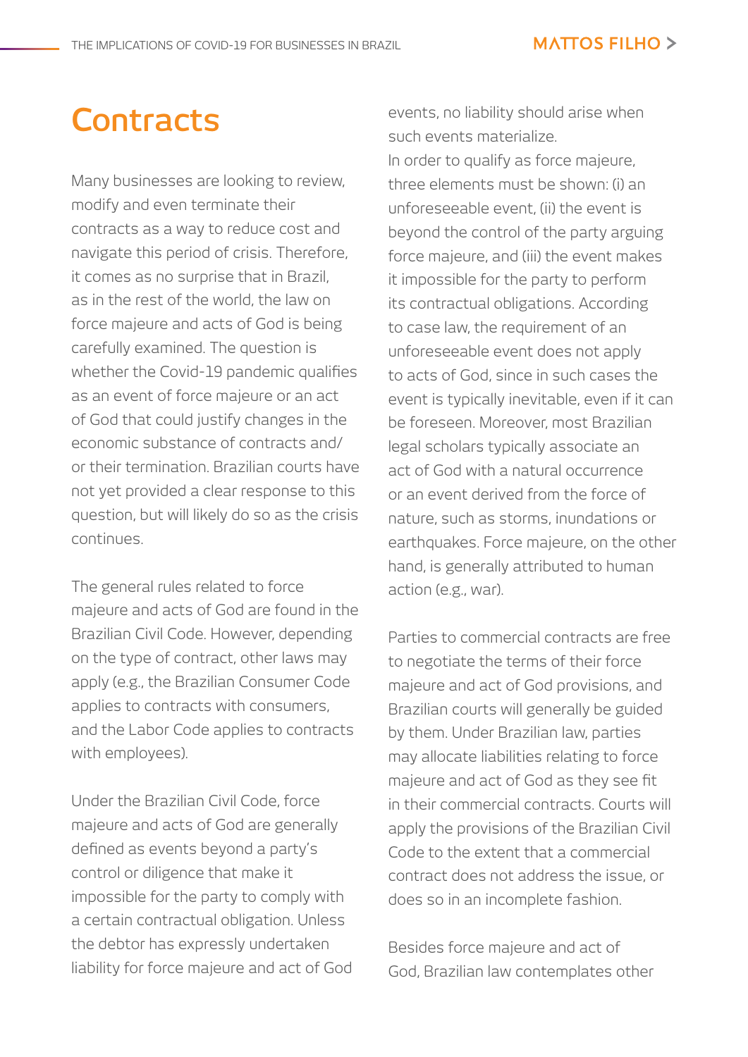# Contracts

Many businesses are looking to review, modify and even terminate their contracts as a way to reduce cost and navigate this period of crisis. Therefore, it comes as no surprise that in Brazil, as in the rest of the world, the law on force majeure and acts of God is being carefully examined. The question is whether the Covid-19 pandemic qualifies as an event of force majeure or an act of God that could justify changes in the economic substance of contracts and/or their termination. Brazilian courts have not yet provided a clear response to this question, but will likely do so as the crisis continues.

The general rules related to force majeure and acts of God are found in the Brazilian Civil Code. However, depending on the type of contract, other laws may apply (e.g., the Brazilian Consumer Code applies to contracts with consumers, and the Labor Code applies to contracts with employees).

Under the Brazilian Civil Code, force majeure and acts of God are generally defined as events beyond a party's control or diligence that make it impossible for the party to comply with a certain contractual obligation. Unless the debtor has expressly undertaken liability for force majeure and act of God events, no liability should arise when such events materialize.

In order to qualify as force majeure, three elements must be shown: (i) an unforeseeable event, (ii) the event is beyond the control of the party arguing force majeure, and (iii) the event makes it impossible for the party to perform its contractual obligations. According to case law, the requirement of an unforeseeable event does not apply to acts of God, since in such cases the event is typically inevitable, even if it can be foreseen. Moreover, most Brazilian legal scholars typically associate an act of God with a natural occurrence or an event derived from the force of nature, such as storms, inundations or earthquakes. Force majeure, on the other hand, is generally attributed to human action (e.g., war).

Parties to commercial contracts are free to negotiate the terms of their force majeure and act of God provisions, and Brazilian courts will generally be guided by them. Under Brazilian law, parties may allocate liabilities relating to force majeure and act of God as they see fit in their commercial contracts. Courts will apply the provisions of the Brazilian Civil Code to the extent that a commercial contract does not address the issue, or does so in an incomplete fashion.

Besides force majeure and act of God, Brazilian law contemplates other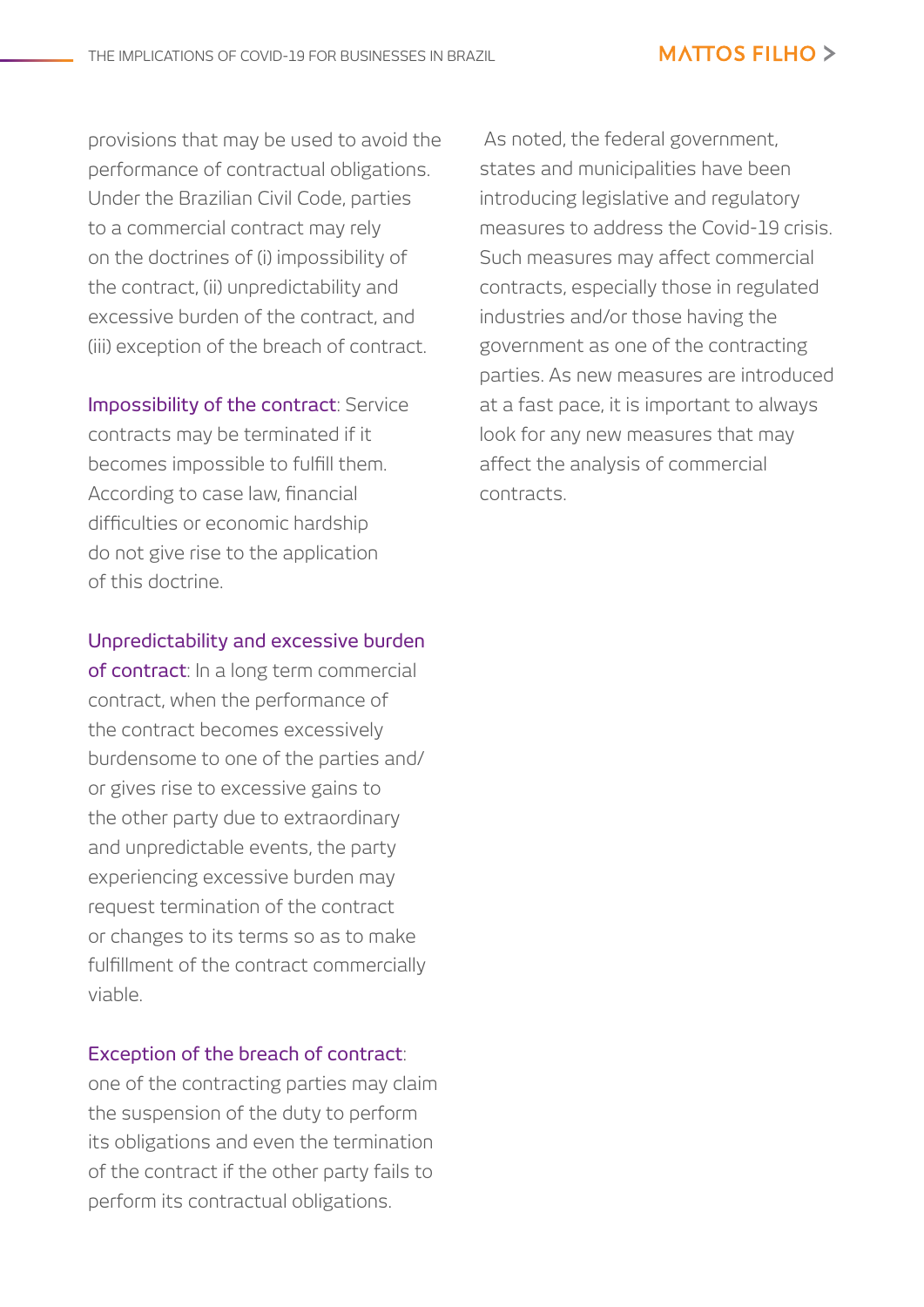provisions that may be used to avoid the performance of contractual obligations. Under the Brazilian Civil Code, parties to a commercial contract may rely on the doctrines of (i) impossibility of the contract, (ii) unpredictability and excessive burden of the contract, and (iii) exception of the breach of contract.

**Impossibility of the contract**: Service contracts may be terminated if it becomes impossible to fulfill them. According to case law, financial difficulties or economic hardship do not give rise to the application of this doctrine.

**Unpredictability and excessive burden of contract**: In a long term commercial contract, when the performance of the contract becomes excessively burdensome to one of the parties and/or gives rise to excessive gains to the other party due to extraordinary and unpredictable events, the party experiencing excessive burden may request termination of the contract or changes to its terms so as to make fulfillment of the contract commercially viable.

**Exception of the breach of contract**: one of the contracting parties may claim the suspension of the duty to perform its obligations and even the termination of the contract if the other party fails to perform its contractual obligations.

As noted, the federal government, states and municipalities have been introducing legislative and regulatory measures to address the Covid-19 crisis. Such measures may affect commercial contracts, especially those in regulated industries and/or those having the government as one of the contracting parties. As new measures are introduced at a fast pace, it is important to always look for any new measures that may affect the analysis of commercial contracts.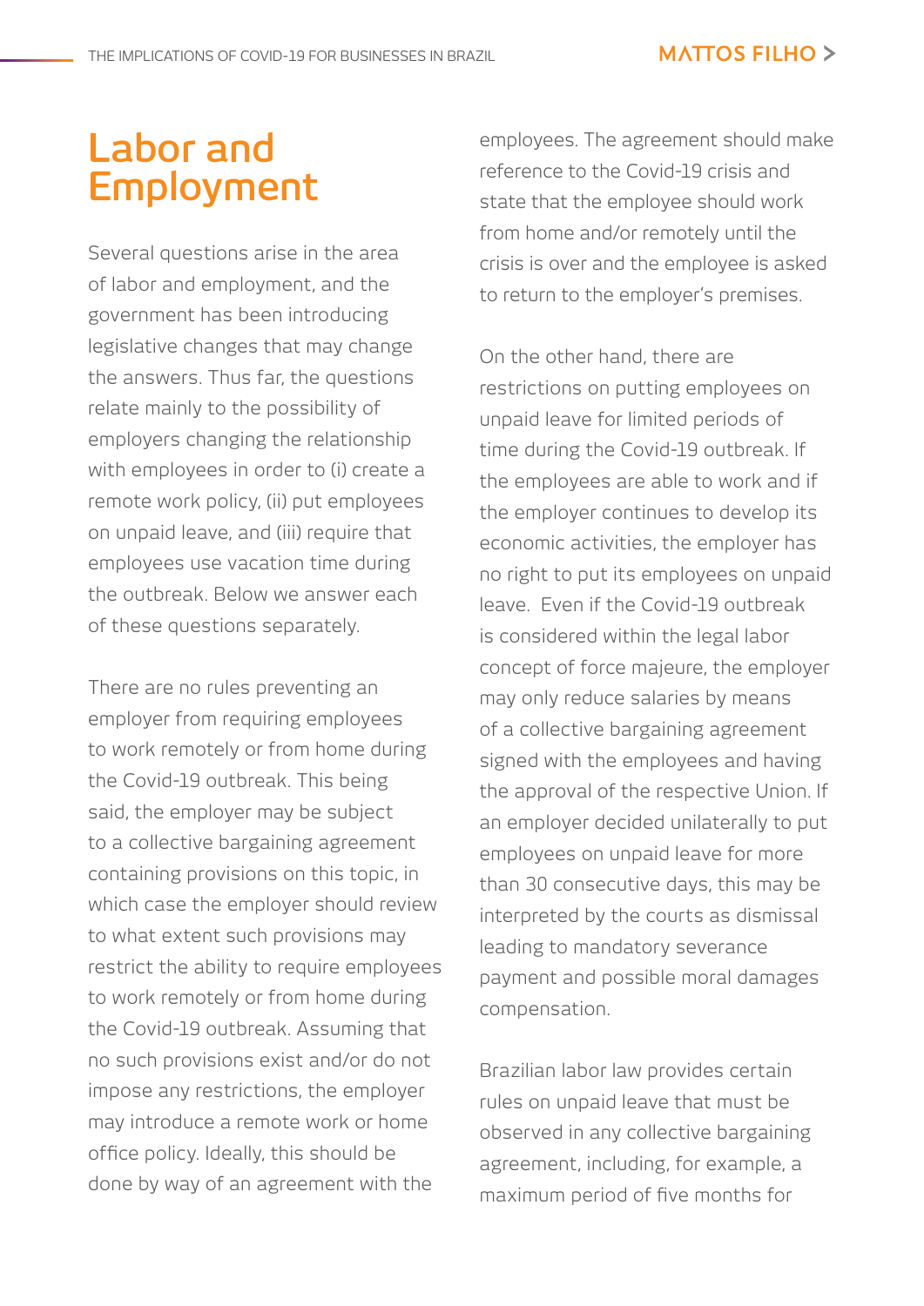# Labor and Employment

Several questions arise in the area of labor and employment, and the government has been introducing legislative changes that may change the answers. Thus far, the questions relate mainly to the possibility of employers changing the relationship with employees in order to (i) create a remote work policy, (ii) put employees on unpaid leave, and (iii) require that employees use vacation time during the outbreak. Below we answer each of these questions separately.

There are no rules preventing an employer from requiring employees to work remotely or from home during the Covid-19 outbreak. This being said, the employer may be subject to a collective bargaining agreement containing provisions on this topic, in which case the employer should review to what extent such provisions may restrict the ability to require employees to work remotely or from home during the Covid-19 outbreak. Assuming that no such provisions exist and/or do not impose any restrictions, the employer may introduce a remote work or home office policy. Ideally, this should be done by way of an agreement with the employees. The agreement should make reference to the Covid-19 crisis and state that the employee should work from home and/or remotely until the crisis is over and the employee is asked to return to the employer's premises.

On the other hand, there are restrictions on putting employees on unpaid leave for limited periods of time during the Covid-19 outbreak. If the employees are able to work and if the employer continues to develop its economic activities, the employer has no right to put its employees on unpaid leave. Even if the Covid-19 outbreak is considered within the legal labor concept of force majeure, the employer may only reduce salaries by means of a collective bargaining agreement signed with the employees and having the approval of the respective Union. If an employer decided unilaterally to put employees on unpaid leave for more than 30 consecutive days, this may be interpreted by the courts as dismissal leading to mandatory severance payment and possible moral damages compensation.

Brazilian labor law provides certain rules on unpaid leave that must be observed in any collective bargaining agreement, including, for example, a maximum period of five months for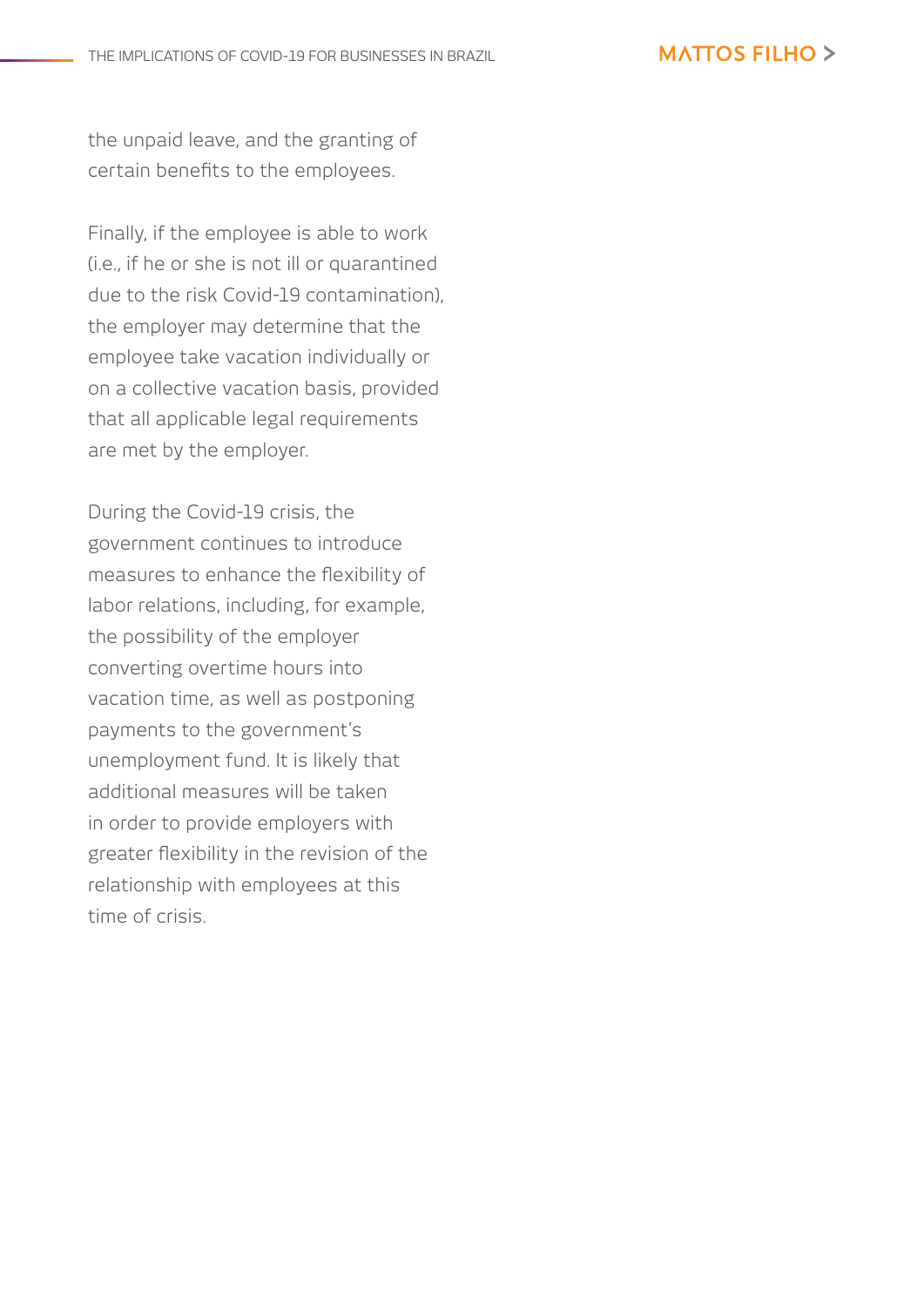the unpaid leave, and the granting of certain benefits to the employees.

Finally, if the employee is able to work (i.e., if he or she is not ill or quarantined due to the risk Covid-19 contamination), the employer may determine that the employee take vacation individually or on a collective vacation basis, provided that all applicable legal requirements are met by the employer.

During the Covid-19 crisis, the government continues to introduce measures to enhance the flexibility of labor relations, including, for example, the possibility of the employer converting overtime hours into vacation time, as well as postponing payments to the government's unemployment fund. It is likely that additional measures will be taken in order to provide employers with greater flexibility in the revision of the relationship with employees at this time of crisis.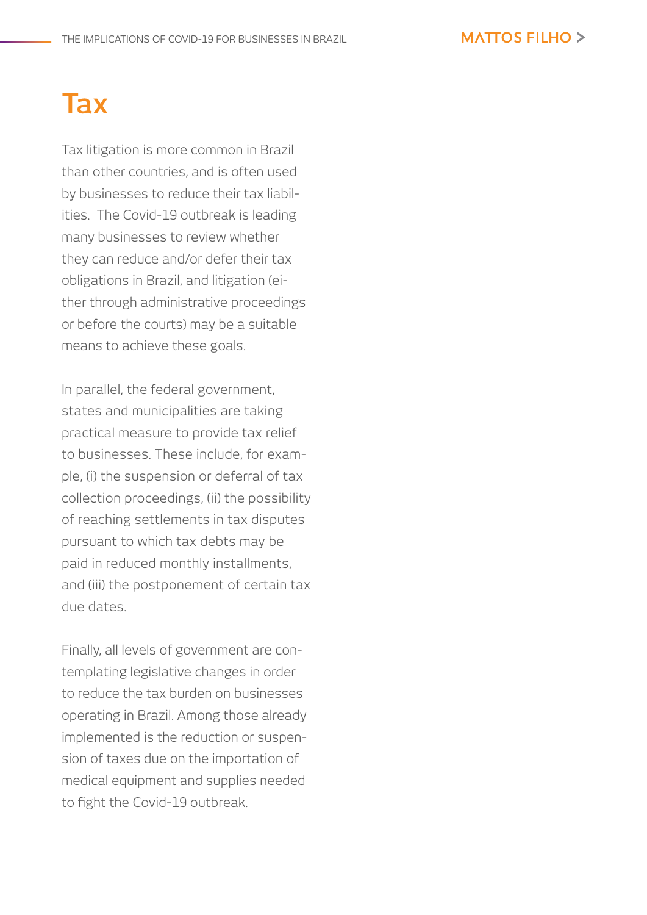# Tax

Tax litigation is more common in Brazil than other countries, and is often used by businesses to reduce their tax liabilities. The Covid-19 outbreak is leading many businesses to review whether they can reduce and/or defer their tax obligations in Brazil, and litigation (either through administrative proceedings or before the courts) may be a suitable means to achieve these goals.

In parallel, the federal government, states and municipalities are taking practical measure to provide tax relief to businesses. These include, for example, (i) the suspension or deferral of tax collection proceedings, (ii) the possibility of reaching settlements in tax disputes pursuant to which tax debts may be paid in reduced monthly installments, and (iii) the postponement of certain tax due dates.

Finally, all levels of government are contemplating legislative changes in order to reduce the tax burden on businesses operating in Brazil. Among those already implemented is the reduction or suspension of taxes due on the importation of medical equipment and supplies needed to fight the Covid-19 outbreak.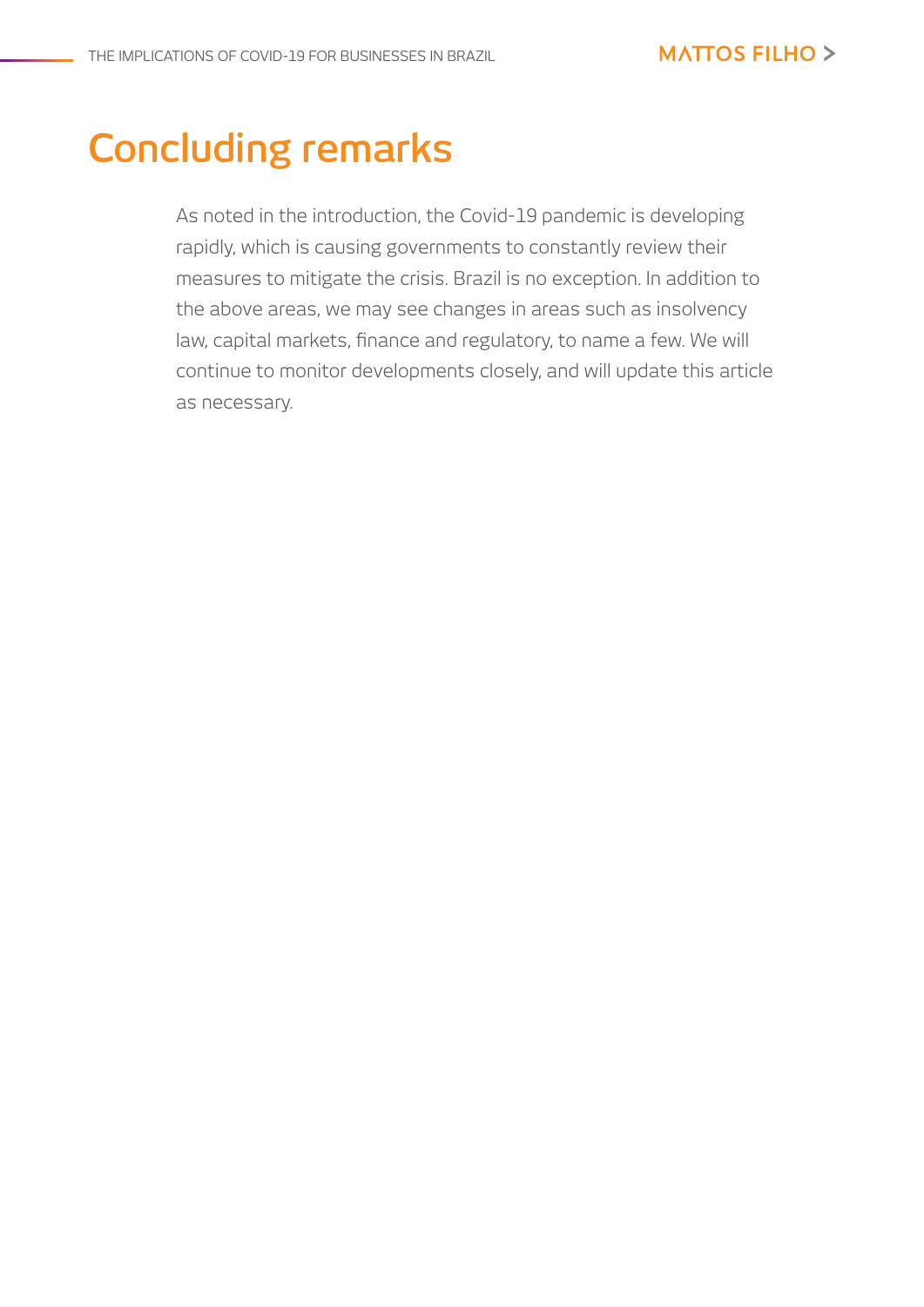# Concluding remarks

As noted in the introduction, the Covid-19 pandemic is developing rapidly, which is causing governments to constantly review their measures to mitigate the crisis. Brazil is no exception. In addition to the above areas, we may see changes in areas such as insolvency law, capital markets, finance and regulatory, to name a few. We will continue to monitor developments closely, and will update this article as necessary.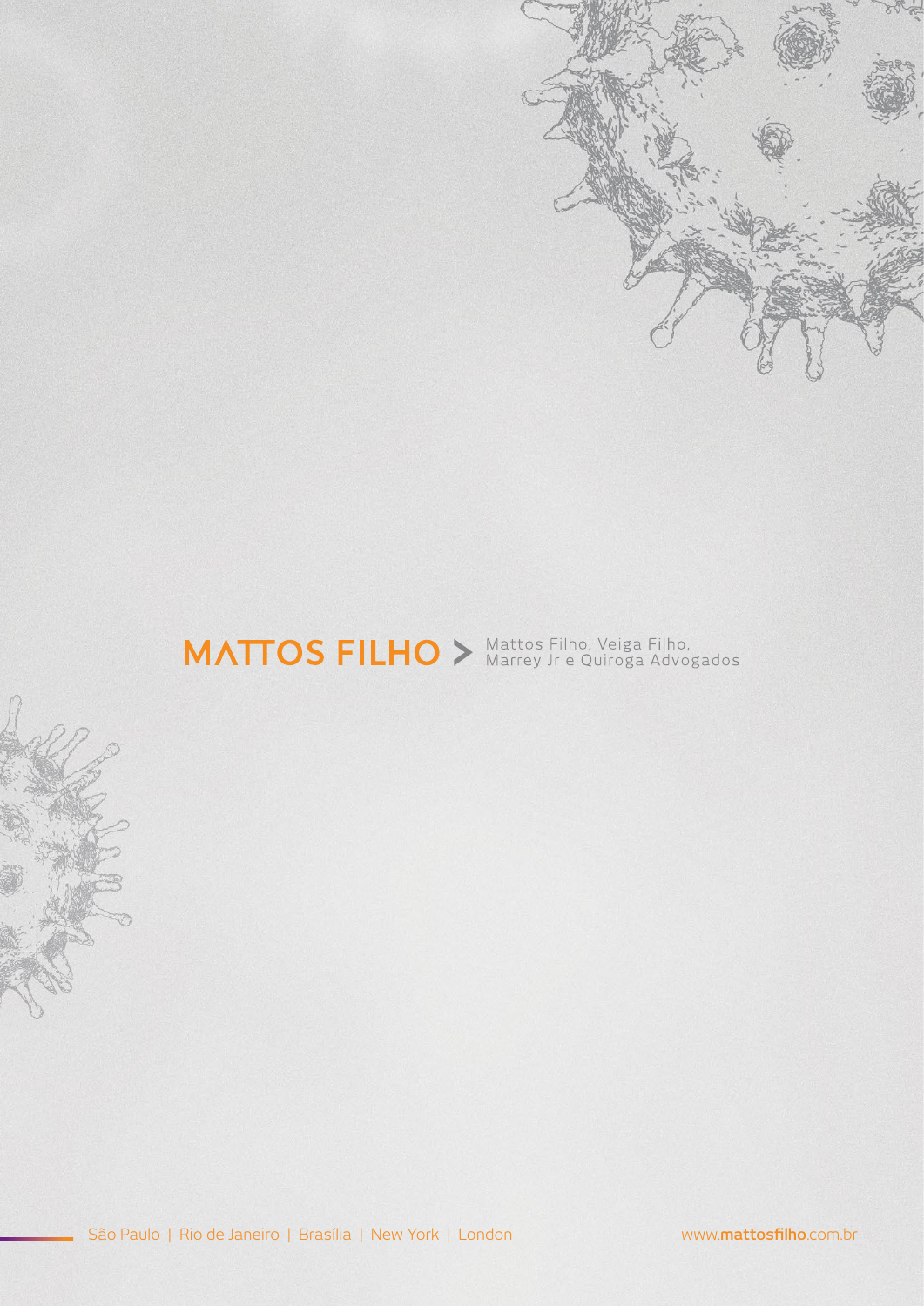MATTOS FILHO > Mattos Filho, Veiga Filho, Marrey Jr e Quiroga Advogados

São Paulo | Rio de Janeiro | Brasília | New York | London

www.mattosfilho.com.br